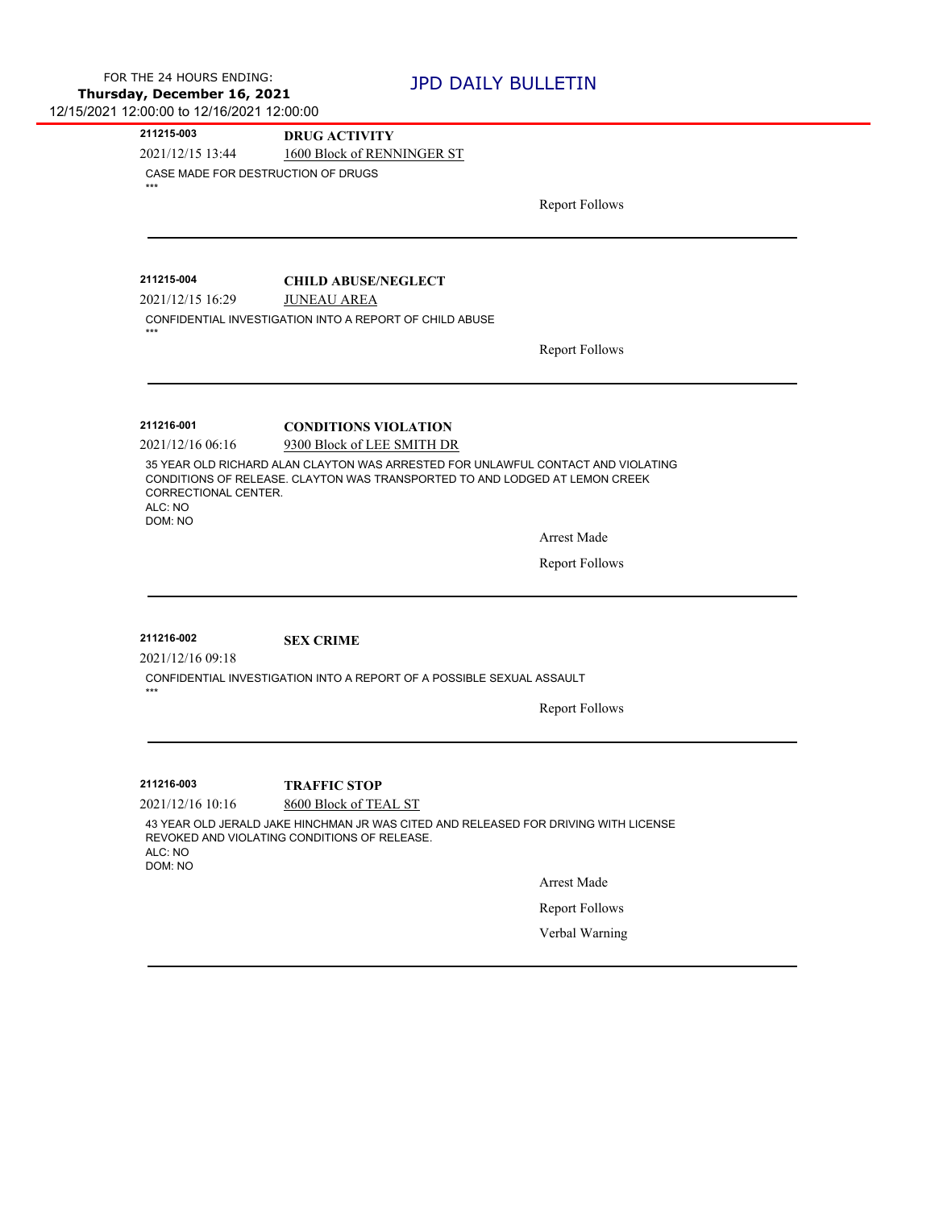FOR THE 24 HOURS ENDING:
**Thursday, December 16, 2021**
12/15/2021 12:00:00 to 12/16/2021 12:00:00

# JPD DAILY BULLETIN

---

**211215-003** | **DRUG ACTIVITY**

2021/12/15 13:44 | 1600 Block of RENNINGER ST

CASE MADE FOR DESTRUCTION OF DRUGS
***

Report Follows

---

**211215-004** | **CHILD ABUSE/NEGLECT**

2021/12/15 16:29 | JUNEAU AREA

CONFIDENTIAL INVESTIGATION INTO A REPORT OF CHILD ABUSE
***

Report Follows

---

**211216-001** | **CONDITIONS VIOLATION**

2021/12/16 06:16 | 9300 Block of LEE SMITH DR

35 YEAR OLD RICHARD ALAN CLAYTON WAS ARRESTED FOR UNLAWFUL CONTACT AND VIOLATING CONDITIONS OF RELEASE. CLAYTON WAS TRANSPORTED TO AND LODGED AT LEMON CREEK CORRECTIONAL CENTER.
ALC: NO
DOM: NO

Arrest Made

Report Follows

---

**211216-002** | **SEX CRIME**

2021/12/16 09:18

CONFIDENTIAL INVESTIGATION INTO A REPORT OF A POSSIBLE SEXUAL ASSAULT
***

Report Follows

---

**211216-003** | **TRAFFIC STOP**

2021/12/16 10:16 | 8600 Block of TEAL ST

43 YEAR OLD JERALD JAKE HINCHMAN JR WAS CITED AND RELEASED FOR DRIVING WITH LICENSE REVOKED AND VIOLATING CONDITIONS OF RELEASE.
ALC: NO
DOM: NO

Arrest Made

Report Follows

Verbal Warning

---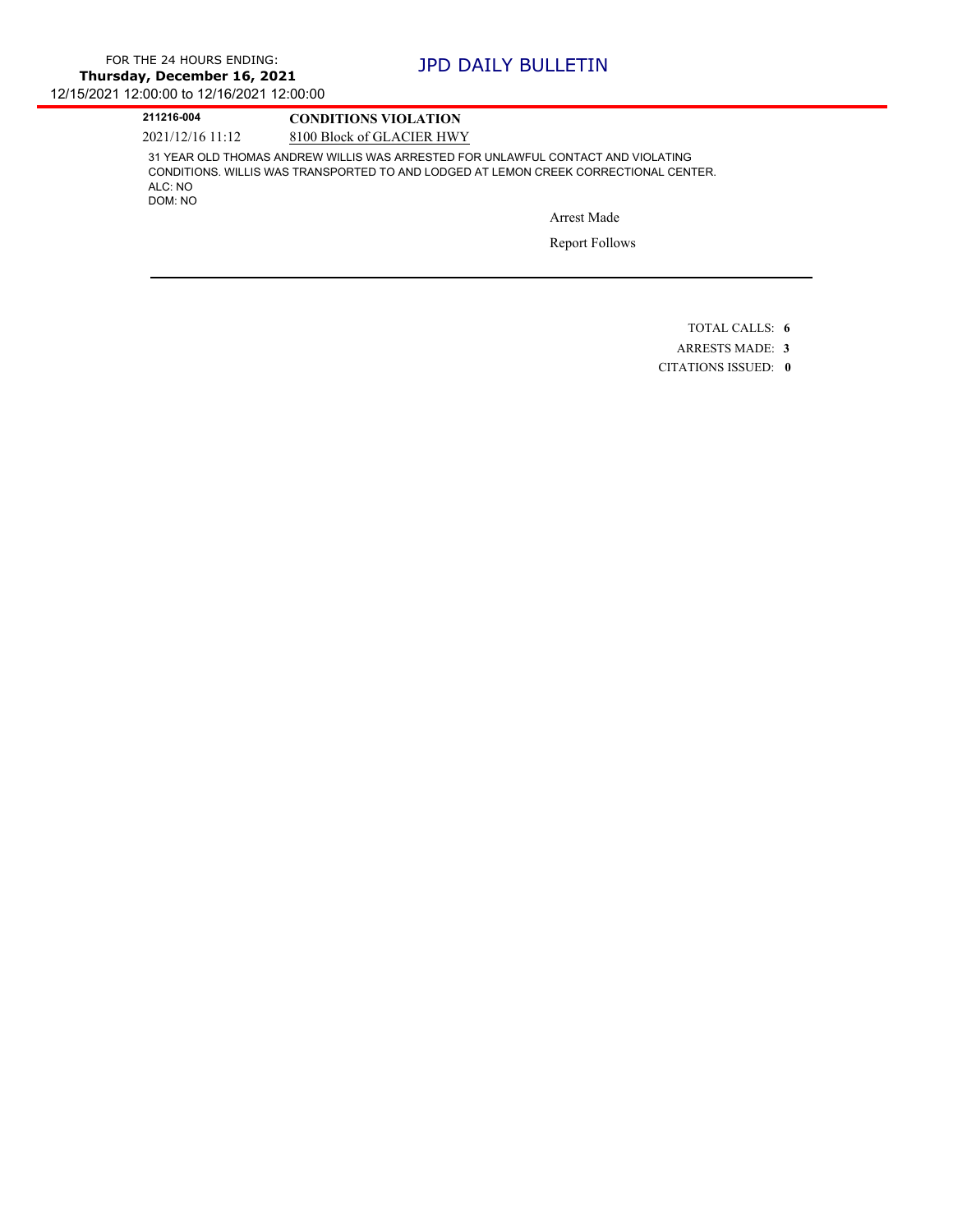**211216-004** **CONDITIONS VIOLATION**

2021/12/16 11:12 8100 Block of GLACIER HWY

31 YEAR OLD THOMAS ANDREW WILLIS WAS ARRESTED FOR UNLAWFUL CONTACT AND VIOLATING CONDITIONS. WILLIS WAS TRANSPORTED TO AND LODGED AT LEMON CREEK CORRECTIONAL CENTER.
ALC: NO
DOM: NO

Arrest Made

Report Follows

---

TOTAL CALLS: **6**

ARRESTS MADE: **3**

CITATIONS ISSUED: **0**